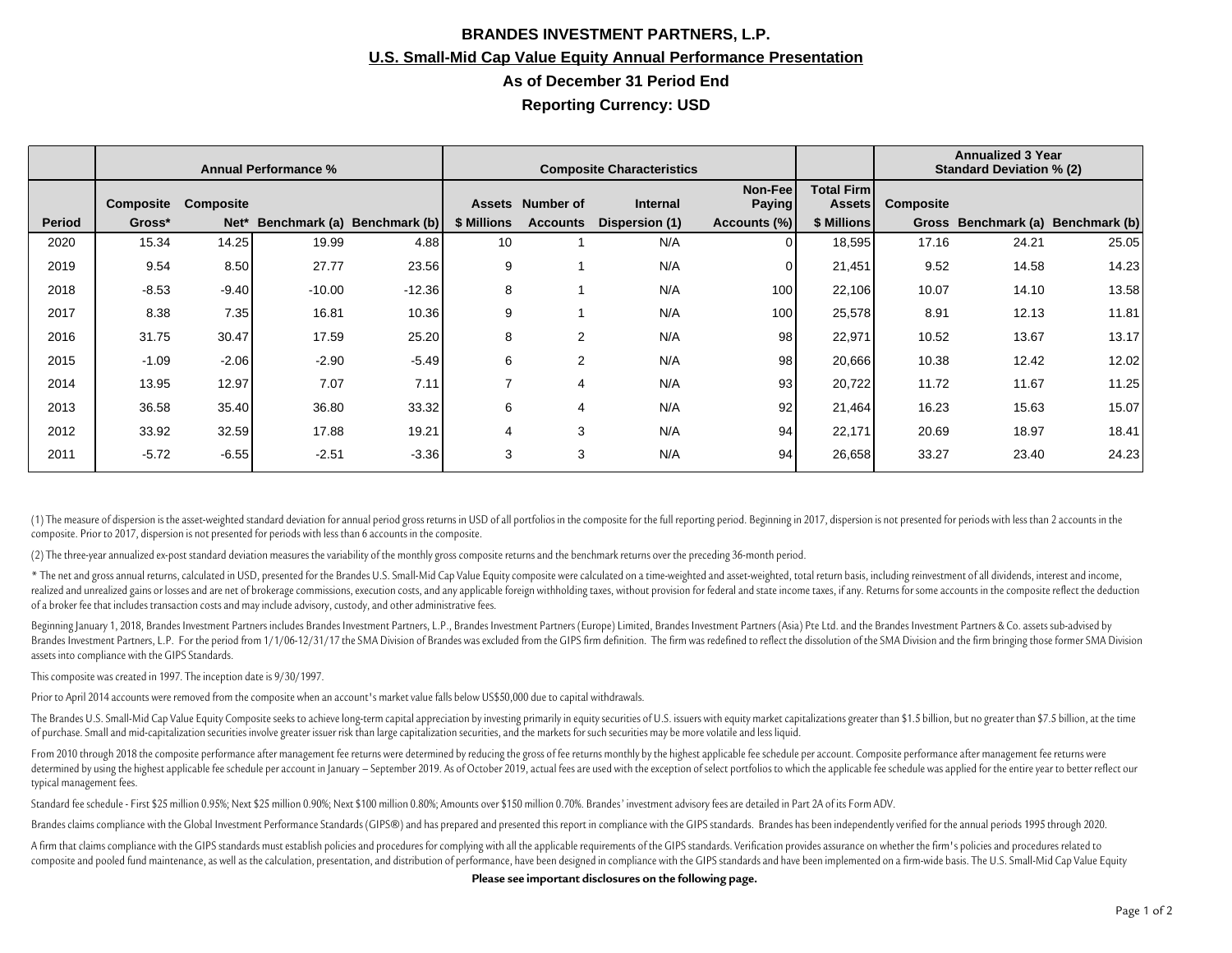# BRANDES INVESTMENT PARTNERS, L.P.

## U.S. Small-Mid Cap Value Equity Annual Performance Presentation

### As of December 31 Period End

### Reporting Currency: USD

| | Annual Performance % | | | | Composite Characteristics | | | | | Annualized 3 Year Standard Deviation % (2) | | |
|---|---|---|---|---|---|---|---|---|---|---|---|---|
| **Period** | **Composite Gross*** | **Composite Net*** | **Benchmark (a)** | **Benchmark (b)** | **Assets $ Millions** | **Number of Accounts** | **Internal Dispersion (1)** | **Non-Fee Paying Accounts (%)** | **Total Firm Assets $ Millions** | **Composite Gross** | **Benchmark (a)** | **Benchmark (b)** |
| 2020 | 15.34 | 14.25 | 19.99 | 4.88 | 10 | 1 | N/A | 0 | 18,595 | 17.16 | 24.21 | 25.05 |
| 2019 | 9.54 | 8.50 | 27.77 | 23.56 | 9 | 1 | N/A | 0 | 21,451 | 9.52 | 14.58 | 14.23 |
| 2018 | -8.53 | -9.40 | -10.00 | -12.36 | 8 | 1 | N/A | 100 | 22,106 | 10.07 | 14.10 | 13.58 |
| 2017 | 8.38 | 7.35 | 16.81 | 10.36 | 9 | 1 | N/A | 100 | 25,578 | 8.91 | 12.13 | 11.81 |
| 2016 | 31.75 | 30.47 | 17.59 | 25.20 | 8 | 2 | N/A | 98 | 22,971 | 10.52 | 13.67 | 13.17 |
| 2015 | -1.09 | -2.06 | -2.90 | -5.49 | 6 | 2 | N/A | 98 | 20,666 | 10.38 | 12.42 | 12.02 |
| 2014 | 13.95 | 12.97 | 7.07 | 7.11 | 7 | 4 | N/A | 93 | 20,722 | 11.72 | 11.67 | 11.25 |
| 2013 | 36.58 | 35.40 | 36.80 | 33.32 | 6 | 4 | N/A | 92 | 21,464 | 16.23 | 15.63 | 15.07 |
| 2012 | 33.92 | 32.59 | 17.88 | 19.21 | 4 | 3 | N/A | 94 | 22,171 | 20.69 | 18.97 | 18.41 |
| 2011 | -5.72 | -6.55 | -2.51 | -3.36 | 3 | 3 | N/A | 94 | 26,658 | 33.27 | 23.40 | 24.23 |

(1) The measure of dispersion is the asset-weighted standard deviation for annual period gross returns in USD of all portfolios in the composite for the full reporting period. Beginning in 2017, dispersion is not presented for periods with less than 2 accounts in the composite. Prior to 2017, dispersion is not presented for periods with less than 6 accounts in the composite.

(2) The three-year annualized ex-post standard deviation measures the variability of the monthly gross composite returns and the benchmark returns over the preceding 36-month period.

* The net and gross annual returns, calculated in USD, presented for the Brandes U.S. Small-Mid Cap Value Equity composite were calculated on a time-weighted and asset-weighted, total return basis, including reinvestment of all dividends, interest and income, realized and unrealized gains or losses and are net of brokerage commissions, execution costs, and any applicable foreign withholding taxes, without provision for federal and state income taxes, if any. Returns for some accounts in the composite reflect the deduction of a broker fee that includes transaction costs and may include advisory, custody, and other administrative fees.

Beginning January 1, 2018, Brandes Investment Partners includes Brandes Investment Partners, L.P., Brandes Investment Partners (Europe) Limited, Brandes Investment Partners (Asia) Pte Ltd. and the Brandes Investment Partners & Co. assets sub-advised by Brandes Investment Partners, L.P. For the period from 1/1/06-12/31/17 the SMA Division of Brandes was excluded from the GIPS firm definition. The firm was redefined to reflect the dissolution of the SMA Division and the firm bringing those former SMA Division assets into compliance with the GIPS Standards.

This composite was created in 1997. The inception date is 9/30/1997.

Prior to April 2014 accounts were removed from the composite when an account's market value falls below US$50,000 due to capital withdrawals.

The Brandes U.S. Small-Mid Cap Value Equity Composite seeks to achieve long-term capital appreciation by investing primarily in equity securities of U.S. issuers with equity market capitalizations greater than $1.5 billion, but no greater than $7.5 billion, at the time of purchase. Small and mid-capitalization securities involve greater issuer risk than large capitalization securities, and the markets for such securities may be more volatile and less liquid.

From 2010 through 2018 the composite performance after management fee returns were determined by reducing the gross of fee returns monthly by the highest applicable fee schedule per account. Composite performance after management fee returns were determined by using the highest applicable fee schedule per account in January – September 2019. As of October 2019, actual fees are used with the exception of select portfolios to which the applicable fee schedule was applied for the entire year to better reflect our typical management fees.

Standard fee schedule - First $25 million 0.95%; Next $25 million 0.90%; Next $100 million 0.80%; Amounts over $150 million 0.70%. Brandes' investment advisory fees are detailed in Part 2A of its Form ADV.

Brandes claims compliance with the Global Investment Performance Standards (GIPS®) and has prepared and presented this report in compliance with the GIPS standards. Brandes has been independently verified for the annual periods 1995 through 2020.

A firm that claims compliance with the GIPS standards must establish policies and procedures for complying with all the applicable requirements of the GIPS standards. Verification provides assurance on whether the firm's policies and procedures related to composite and pooled fund maintenance, as well as the calculation, presentation, and distribution of performance, have been designed in compliance with the GIPS standards and have been implemented on a firm-wide basis. The U.S. Small-Mid Cap Value Equity

**Please see important disclosures on the following page.**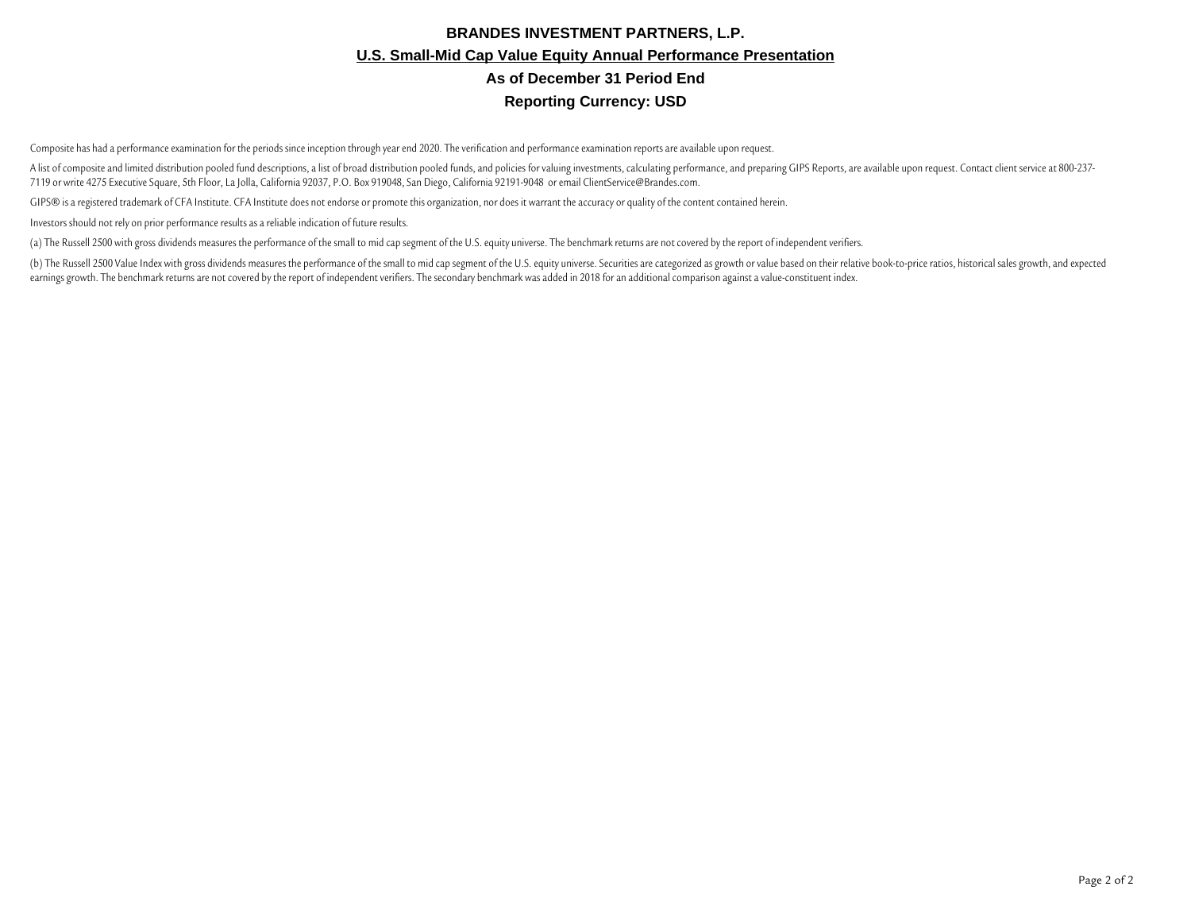# BRANDES INVESTMENT PARTNERS, L.P.

## U.S. Small-Mid Cap Value Equity Annual Performance Presentation

### As of December 31 Period End

### Reporting Currency: USD

Composite has had a performance examination for the periods since inception through year end 2020. The verification and performance examination reports are available upon request.

A list of composite and limited distribution pooled fund descriptions, a list of broad distribution pooled funds, and policies for valuing investments, calculating performance, and preparing GIPS Reports, are available upon request. Contact client service at 800-237-7119 or write 4275 Executive Square, 5th Floor, La Jolla, California 92037, P.O. Box 919048, San Diego, California 92191-9048 or email ClientService@Brandes.com.

GIPS® is a registered trademark of CFA Institute. CFA Institute does not endorse or promote this organization, nor does it warrant the accuracy or quality of the content contained herein.

Investors should not rely on prior performance results as a reliable indication of future results.

(a) The Russell 2500 with gross dividends measures the performance of the small to mid cap segment of the U.S. equity universe. The benchmark returns are not covered by the report of independent verifiers.

(b) The Russell 2500 Value Index with gross dividends measures the performance of the small to mid cap segment of the U.S. equity universe. Securities are categorized as growth or value based on their relative book-to-price ratios, historical sales growth, and expected earnings growth. The benchmark returns are not covered by the report of independent verifiers. The secondary benchmark was added in 2018 for an additional comparison against a value-constituent index.